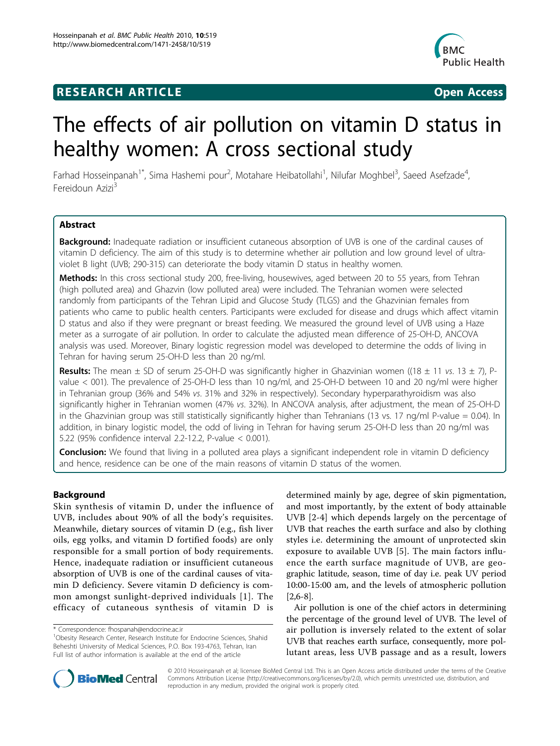**RESEARCH ARTICLE** **Open Access**

# The effects of air pollution on vitamin D status in healthy women: A cross sectional study

Farhad Hosseinpanah[1*], Sima Hashemi pour[2], Motahare Heibatollahi[1], Nilufar Moghbel[3], Saeed Asefzade[4], Fereidoun Azizi[3]

## Abstract

**Background:** Inadequate radiation or insufficient cutaneous absorption of UVB is one of the cardinal causes of vitamin D deficiency. The aim of this study is to determine whether air pollution and low ground level of ultraviolet B light (UVB; 290-315) can deteriorate the body vitamin D status in healthy women.

**Methods:** In this cross sectional study 200, free-living, housewives, aged between 20 to 55 years, from Tehran (high polluted area) and Ghazvin (low polluted area) were included. The Tehranian women were selected randomly from participants of the Tehran Lipid and Glucose Study (TLGS) and the Ghazvinian females from patients who came to public health centers. Participants were excluded for disease and drugs which affect vitamin D status and also if they were pregnant or breast feeding. We measured the ground level of UVB using a Haze meter as a surrogate of air pollution. In order to calculate the adjusted mean difference of 25-OH-D, ANCOVA analysis was used. Moreover, Binary logistic regression model was developed to determine the odds of living in Tehran for having serum 25-OH-D less than 20 ng/ml.

**Results:** The mean ± SD of serum 25-OH-D was significantly higher in Ghazvinian women ((18 ± 11 *vs.* 13 ± 7), P-value < 001). The prevalence of 25-OH-D less than 10 ng/ml, and 25-OH-D between 10 and 20 ng/ml were higher in Tehranian group (36% and 54% *vs.* 31% and 32% in respectively). Secondary hyperparathyroidism was also significantly higher in Tehranian women (47% *vs.* 32%). In ANCOVA analysis, after adjustment, the mean of 25-OH-D in the Ghazvinian group was still statistically significantly higher than Tehranians (13 vs. 17 ng/ml P-value = 0.04). In addition, in binary logistic model, the odd of living in Tehran for having serum 25-OH-D less than 20 ng/ml was 5.22 (95% confidence interval 2.2-12.2, P-value < 0.001).

**Conclusion:** We found that living in a polluted area plays a significant independent role in vitamin D deficiency and hence, residence can be one of the main reasons of vitamin D status of the women.

## Background

Skin synthesis of vitamin D, under the influence of UVB, includes about 90% of all the body's requisites. Meanwhile, dietary sources of vitamin D (e.g., fish liver oils, egg yolks, and vitamin D fortified foods) are only responsible for a small portion of body requirements. Hence, inadequate radiation or insufficient cutaneous absorption of UVB is one of the cardinal causes of vitamin D deficiency. Severe vitamin D deficiency is common amongst sunlight-deprived individuals [1]. The efficacy of cutaneous synthesis of vitamin D is determined mainly by age, degree of skin pigmentation, and most importantly, by the extent of body attainable UVB [2-4] which depends largely on the percentage of UVB that reaches the earth surface and also by clothing styles i.e. determining the amount of unprotected skin exposure to available UVB [5]. The main factors influence the earth surface magnitude of UVB, are geographic latitude, season, time of day i.e. peak UV period 10:00-15:00 am, and the levels of atmospheric pollution [2,6-8].

Air pollution is one of the chief actors in determining the percentage of the ground level of UVB. The level of air pollution is inversely related to the extent of solar UVB that reaches earth surface, consequently, more pollutant areas, less UVB passage and as a result, lowers

\* Correspondence: fhospanah@endocrine.ac.ir
[1]Obesity Research Center, Research Institute for Endocrine Sciences, Shahid Beheshti University of Medical Sciences, P.O. Box 193-4763, Tehran, Iran
Full list of author information is available at the end of the article

© 2010 Hosseinpanah et al; licensee BioMed Central Ltd. This is an Open Access article distributed under the terms of the Creative Commons Attribution License (http://creativecommons.org/licenses/by/2.0), which permits unrestricted use, distribution, and reproduction in any medium, provided the original work is properly cited.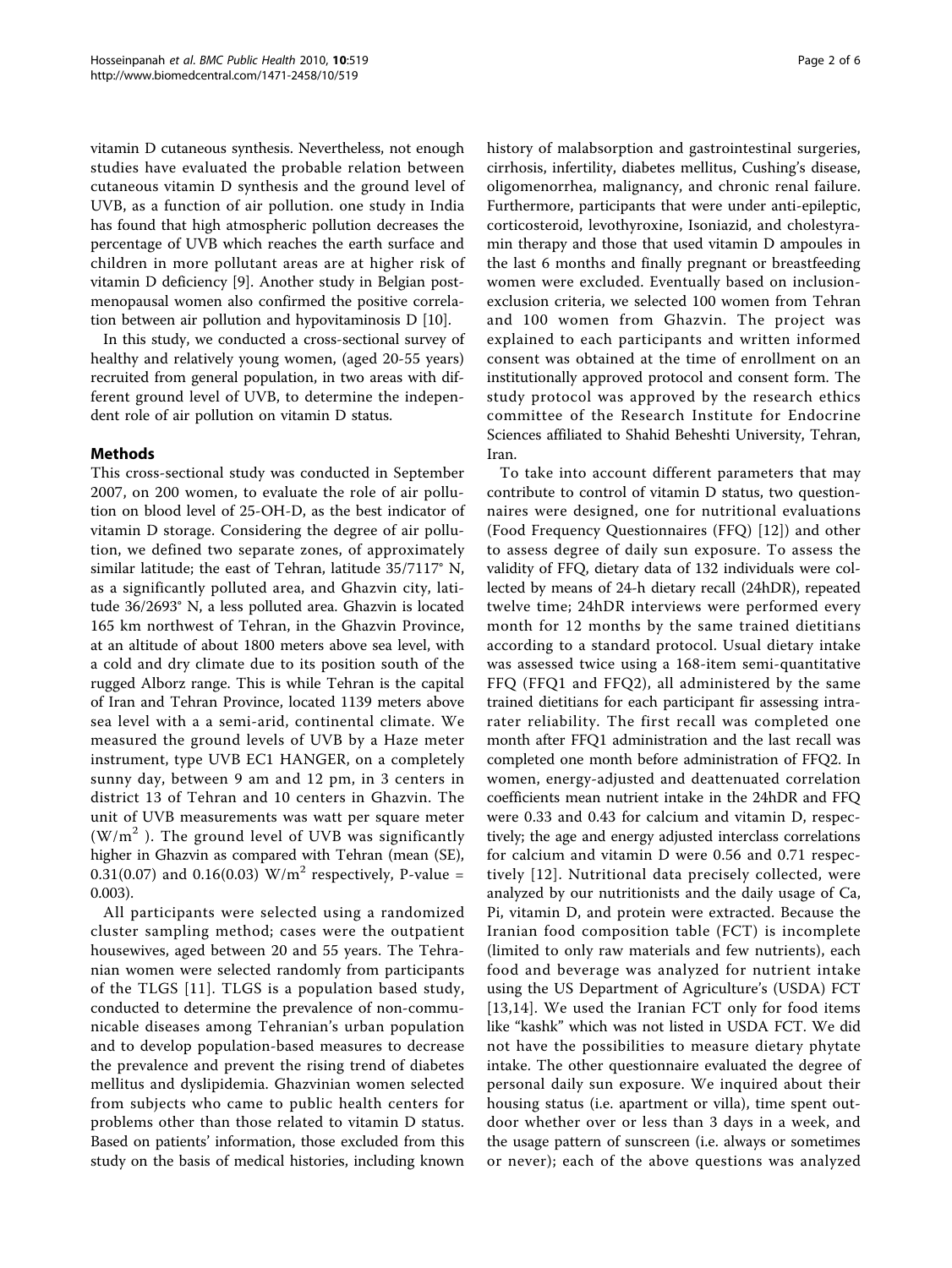vitamin D cutaneous synthesis. Nevertheless, not enough studies have evaluated the probable relation between cutaneous vitamin D synthesis and the ground level of UVB, as a function of air pollution. one study in India has found that high atmospheric pollution decreases the percentage of UVB which reaches the earth surface and children in more pollutant areas are at higher risk of vitamin D deficiency [9]. Another study in Belgian postmenopausal women also confirmed the positive correlation between air pollution and hypovitaminosis D [10].

In this study, we conducted a cross-sectional survey of healthy and relatively young women, (aged 20-55 years) recruited from general population, in two areas with different ground level of UVB, to determine the independent role of air pollution on vitamin D status.

## Methods

This cross-sectional study was conducted in September 2007, on 200 women, to evaluate the role of air pollution on blood level of 25-OH-D, as the best indicator of vitamin D storage. Considering the degree of air pollution, we defined two separate zones, of approximately similar latitude; the east of Tehran, latitude 35/7117° N, as a significantly polluted area, and Ghazvin city, latitude 36/2693° N, a less polluted area. Ghazvin is located 165 km northwest of Tehran, in the Ghazvin Province, at an altitude of about 1800 meters above sea level, with a cold and dry climate due to its position south of the rugged Alborz range. This is while Tehran is the capital of Iran and Tehran Province, located 1139 meters above sea level with a a semi-arid, continental climate. We measured the ground levels of UVB by a Haze meter instrument, type UVB EC1 HANGER, on a completely sunny day, between 9 am and 12 pm, in 3 centers in district 13 of Tehran and 10 centers in Ghazvin. The unit of UVB measurements was watt per square meter ($W/m^2$ ). The ground level of UVB was significantly higher in Ghazvin as compared with Tehran (mean (SE), 0.31(0.07) and 0.16(0.03) $W/m^2$ respectively, P-value = 0.003).

All participants were selected using a randomized cluster sampling method; cases were the outpatient housewives, aged between 20 and 55 years. The Tehranian women were selected randomly from participants of the TLGS [11]. TLGS is a population based study, conducted to determine the prevalence of non-communicable diseases among Tehranian's urban population and to develop population-based measures to decrease the prevalence and prevent the rising trend of diabetes mellitus and dyslipidemia. Ghazvinian women selected from subjects who came to public health centers for problems other than those related to vitamin D status. Based on patients' information, those excluded from this study on the basis of medical histories, including known history of malabsorption and gastrointestinal surgeries, cirrhosis, infertility, diabetes mellitus, Cushing's disease, oligomenorrhea, malignancy, and chronic renal failure. Furthermore, participants that were under anti-epileptic, corticosteroid, levothyroxine, Isoniazid, and cholestyramin therapy and those that used vitamin D ampoules in the last 6 months and finally pregnant or breastfeeding women were excluded. Eventually based on inclusion-exclusion criteria, we selected 100 women from Tehran and 100 women from Ghazvin. The project was explained to each participants and written informed consent was obtained at the time of enrollment on an institutionally approved protocol and consent form. The study protocol was approved by the research ethics committee of the Research Institute for Endocrine Sciences affiliated to Shahid Beheshti University, Tehran, Iran.

To take into account different parameters that may contribute to control of vitamin D status, two questionnaires were designed, one for nutritional evaluations (Food Frequency Questionnaires (FFQ) [12]) and other to assess degree of daily sun exposure. To assess the validity of FFQ, dietary data of 132 individuals were collected by means of 24-h dietary recall (24hDR), repeated twelve time; 24hDR interviews were performed every month for 12 months by the same trained dietitians according to a standard protocol. Usual dietary intake was assessed twice using a 168-item semi-quantitative FFQ (FFQ1 and FFQ2), all administered by the same trained dietitians for each participant fir assessing intrarater reliability. The first recall was completed one month after FFQ1 administration and the last recall was completed one month before administration of FFQ2. In women, energy-adjusted and deattenuated correlation coefficients mean nutrient intake in the 24hDR and FFQ were 0.33 and 0.43 for calcium and vitamin D, respectively; the age and energy adjusted interclass correlations for calcium and vitamin D were 0.56 and 0.71 respectively [12]. Nutritional data precisely collected, were analyzed by our nutritionists and the daily usage of Ca, Pi, vitamin D, and protein were extracted. Because the Iranian food composition table (FCT) is incomplete (limited to only raw materials and few nutrients), each food and beverage was analyzed for nutrient intake using the US Department of Agriculture's (USDA) FCT [13,14]. We used the Iranian FCT only for food items like "kashk" which was not listed in USDA FCT. We did not have the possibilities to measure dietary phytate intake. The other questionnaire evaluated the degree of personal daily sun exposure. We inquired about their housing status (i.e. apartment or villa), time spent outdoor whether over or less than 3 days in a week, and the usage pattern of sunscreen (i.e. always or sometimes or never); each of the above questions was analyzed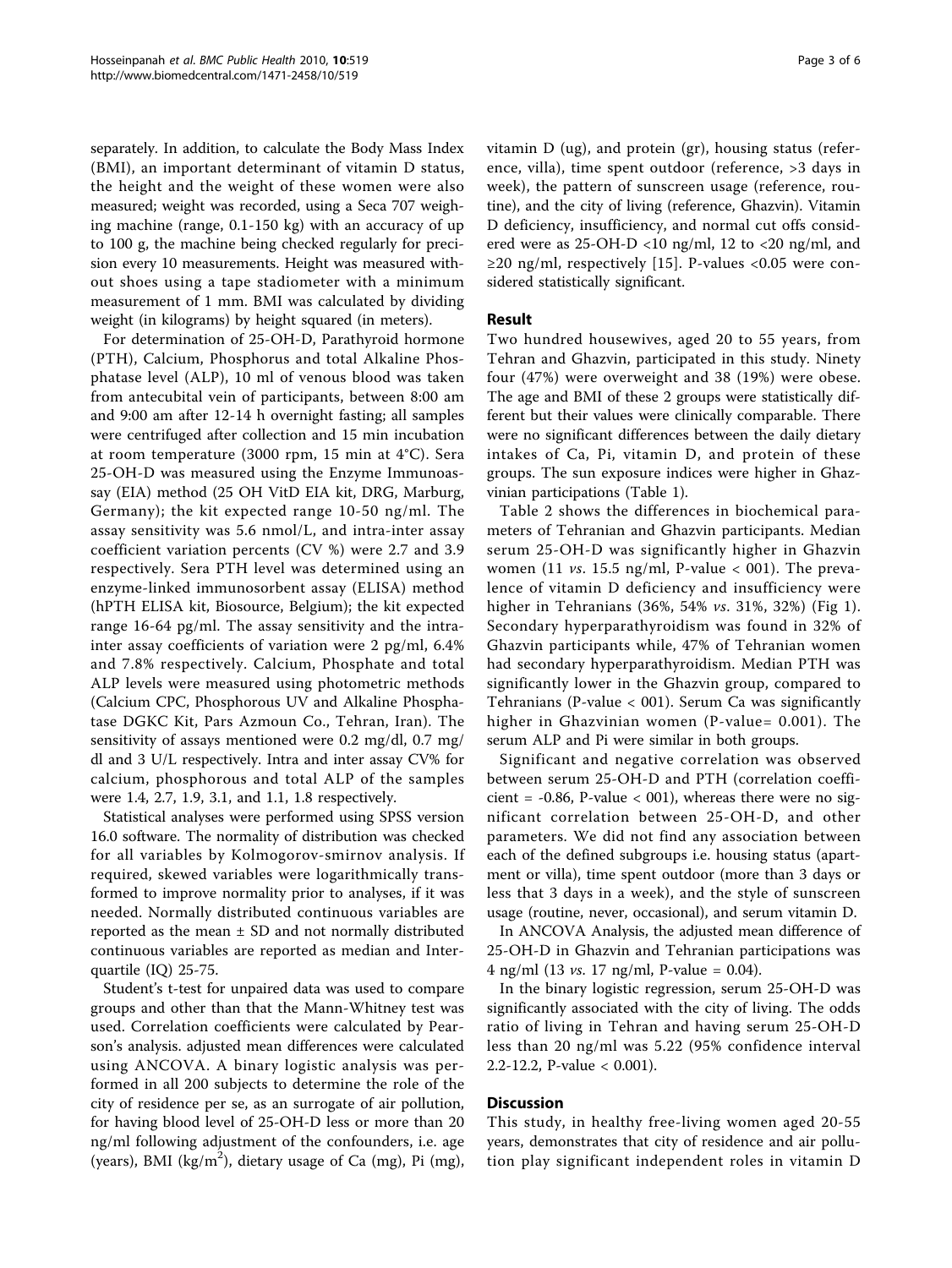separately. In addition, to calculate the Body Mass Index (BMI), an important determinant of vitamin D status, the height and the weight of these women were also measured; weight was recorded, using a Seca 707 weighing machine (range, 0.1-150 kg) with an accuracy of up to 100 g, the machine being checked regularly for precision every 10 measurements. Height was measured without shoes using a tape stadiometer with a minimum measurement of 1 mm. BMI was calculated by dividing weight (in kilograms) by height squared (in meters).

For determination of 25-OH-D, Parathyroid hormone (PTH), Calcium, Phosphorus and total Alkaline Phosphatase level (ALP), 10 ml of venous blood was taken from antecubital vein of participants, between 8:00 am and 9:00 am after 12-14 h overnight fasting; all samples were centrifuged after collection and 15 min incubation at room temperature (3000 rpm, 15 min at 4°C). Sera 25-OH-D was measured using the Enzyme Immunoassay (EIA) method (25 OH VitD EIA kit, DRG, Marburg, Germany); the kit expected range 10-50 ng/ml. The assay sensitivity was 5.6 nmol/L, and intra-inter assay coefficient variation percents (CV %) were 2.7 and 3.9 respectively. Sera PTH level was determined using an enzyme-linked immunosorbent assay (ELISA) method (hPTH ELISA kit, Biosource, Belgium); the kit expected range 16-64 pg/ml. The assay sensitivity and the intra-inter assay coefficients of variation were 2 pg/ml, 6.4% and 7.8% respectively. Calcium, Phosphate and total ALP levels were measured using photometric methods (Calcium CPC, Phosphorous UV and Alkaline Phosphatase DGKC Kit, Pars Azmoun Co., Tehran, Iran). The sensitivity of assays mentioned were 0.2 mg/dl, 0.7 mg/dl and 3 U/L respectively. Intra and inter assay CV% for calcium, phosphorous and total ALP of the samples were 1.4, 2.7, 1.9, 3.1, and 1.1, 1.8 respectively.

Statistical analyses were performed using SPSS version 16.0 software. The normality of distribution was checked for all variables by Kolmogorov-smirnov analysis. If required, skewed variables were logarithmically transformed to improve normality prior to analyses, if it was needed. Normally distributed continuous variables are reported as the mean ± SD and not normally distributed continuous variables are reported as median and Interquartile (IQ) 25-75.

Student's t-test for unpaired data was used to compare groups and other than that the Mann-Whitney test was used. Correlation coefficients were calculated by Pearson's analysis. adjusted mean differences were calculated using ANCOVA. A binary logistic analysis was performed in all 200 subjects to determine the role of the city of residence per se, as an surrogate of air pollution, for having blood level of 25-OH-D less or more than 20 ng/ml following adjustment of the confounders, i.e. age (years), BMI (kg/m$^2$), dietary usage of Ca (mg), Pi (mg), vitamin D (ug), and protein (gr), housing status (reference, villa), time spent outdoor (reference, >3 days in week), the pattern of sunscreen usage (reference, routine), and the city of living (reference, Ghazvin). Vitamin D deficiency, insufficiency, and normal cut offs considered were as 25-OH-D <10 ng/ml, 12 to <20 ng/ml, and ≥20 ng/ml, respectively [15]. P-values <0.05 were considered statistically significant.

## Result

Two hundred housewives, aged 20 to 55 years, from Tehran and Ghazvin, participated in this study. Ninety four (47%) were overweight and 38 (19%) were obese. The age and BMI of these 2 groups were statistically different but their values were clinically comparable. There were no significant differences between the daily dietary intakes of Ca, Pi, vitamin D, and protein of these groups. The sun exposure indices were higher in Ghazvinian participations (Table 1).

Table 2 shows the differences in biochemical parameters of Tehranian and Ghazvin participants. Median serum 25-OH-D was significantly higher in Ghazvin women (11 *vs*. 15.5 ng/ml, P-value < 001). The prevalence of vitamin D deficiency and insufficiency were higher in Tehranians (36%, 54% *vs*. 31%, 32%) (Fig 1). Secondary hyperparathyroidism was found in 32% of Ghazvin participants while, 47% of Tehranian women had secondary hyperparathyroidism. Median PTH was significantly lower in the Ghazvin group, compared to Tehranians (P-value < 001). Serum Ca was significantly higher in Ghazvinian women (P-value= 0.001). The serum ALP and Pi were similar in both groups.

Significant and negative correlation was observed between serum 25-OH-D and PTH (correlation coefficient = -0.86, P-value < 001), whereas there were no significant correlation between 25-OH-D, and other parameters. We did not find any association between each of the defined subgroups i.e. housing status (apartment or villa), time spent outdoor (more than 3 days or less that 3 days in a week), and the style of sunscreen usage (routine, never, occasional), and serum vitamin D.

In ANCOVA Analysis, the adjusted mean difference of 25-OH-D in Ghazvin and Tehranian participations was 4 ng/ml (13 *vs*. 17 ng/ml, P-value = 0.04).

In the binary logistic regression, serum 25-OH-D was significantly associated with the city of living. The odds ratio of living in Tehran and having serum 25-OH-D less than 20 ng/ml was 5.22 (95% confidence interval 2.2-12.2, P-value < 0.001).

## Discussion

This study, in healthy free-living women aged 20-55 years, demonstrates that city of residence and air pollution play significant independent roles in vitamin D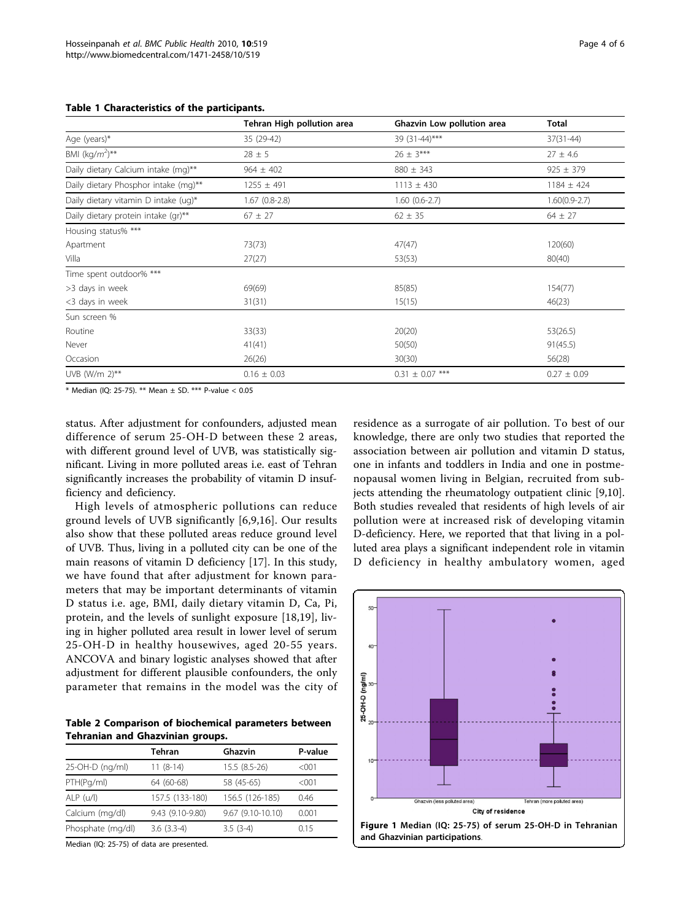**Table 1 Characteristics of the participants.**

| | Tehran High pollution area | Ghazvin Low pollution area | Total |
|---|---|---|---|
| Age (years)* | 35 (29-42) | 39 (31-44)*** | 37(31-44) |
| BMI (kg/$m^2$)** | 28 ± 5 | 26 ± 3*** | 27 ± 4.6 |
| Daily dietary Calcium intake (mg)** | 964 ± 402 | 880 ± 343 | 925 ± 379 |
| Daily dietary Phosphor intake (mg)** | 1255 ± 491 | 1113 ± 430 | 1184 ± 424 |
| Daily dietary vitamin D intake (ug)* | 1.67 (0.8-2.8) | 1.60 (0.6-2.7) | 1.60(0.9-2.7) |
| Daily dietary protein intake (gr)** | 67 ± 27 | 62 ± 35 | 64 ± 27 |
| Housing status% *** | | | |
| Apartment | 73(73) | 47(47) | 120(60) |
| Villa | 27(27) | 53(53) | 80(40) |
| Time spent outdoor% *** | | | |
| >3 days in week | 69(69) | 85(85) | 154(77) |
| <3 days in week | 31(31) | 15(15) | 46(23) |
| Sun screen % | | | |
| Routine | 33(33) | 20(20) | 53(26.5) |
| Never | 41(41) | 50(50) | 91(45.5) |
| Occasion | 26(26) | 30(30) | 56(28) |
| UVB (W/m 2)** | 0.16 ± 0.03 | 0.31 ± 0.07 *** | 0.27 ± 0.09 |

* Median (IQ: 25-75). ** Mean ± SD. *** P-value < 0.05

status. After adjustment for confounders, adjusted mean difference of serum 25-OH-D between these 2 areas, with different ground level of UVB, was statistically significant. Living in more polluted areas i.e. east of Tehran significantly increases the probability of vitamin D insufficiency and deficiency.

High levels of atmospheric pollutions can reduce ground levels of UVB significantly [6,9,16]. Our results also show that these polluted areas reduce ground level of UVB. Thus, living in a polluted city can be one of the main reasons of vitamin D deficiency [17]. In this study, we have found that after adjustment for known parameters that may be important determinants of vitamin D status i.e. age, BMI, daily dietary vitamin D, Ca, Pi, protein, and the levels of sunlight exposure [18,19], living in higher polluted area result in lower level of serum 25-OH-D in healthy housewives, aged 20-55 years. ANCOVA and binary logistic analyses showed that after adjustment for different plausible confounders, the only parameter that remains in the model was the city of residence as a surrogate of air pollution. To best of our knowledge, there are only two studies that reported the association between air pollution and vitamin D status, one in infants and toddlers in India and one in postmenopausal women living in Belgian, recruited from subjects attending the rheumatology outpatient clinic [9,10]. Both studies revealed that residents of high levels of air pollution were at increased risk of developing vitamin D-deficiency. Here, we reported that that living in a polluted area plays a significant independent role in vitamin D deficiency in healthy ambulatory women, aged

**Table 2 Comparison of biochemical parameters between Tehranian and Ghazvinian groups.**

| | Tehran | Ghazvin | P-value |
|---|---|---|---|
| 25-OH-D (ng/ml) | 11 (8-14) | 15.5 (8.5-26) | <001 |
| PTH(Pg/ml) | 64 (60-68) | 58 (45-65) | <001 |
| ALP (u/l) | 157.5 (133-180) | 156.5 (126-185) | 0.46 |
| Calcium (mg/dl) | 9.43 (9.10-9.80) | 9.67 (9.10-10.10) | 0.001 |
| Phosphate (mg/dl) | 3.6 (3.3-4) | 3.5 (3-4) | 0.15 |

Median (IQ: 25-75) of data are presented.

**Figure 1 Median (IQ: 25-75) of serum 25-OH-D in Tehranian and Ghazvinian participations.**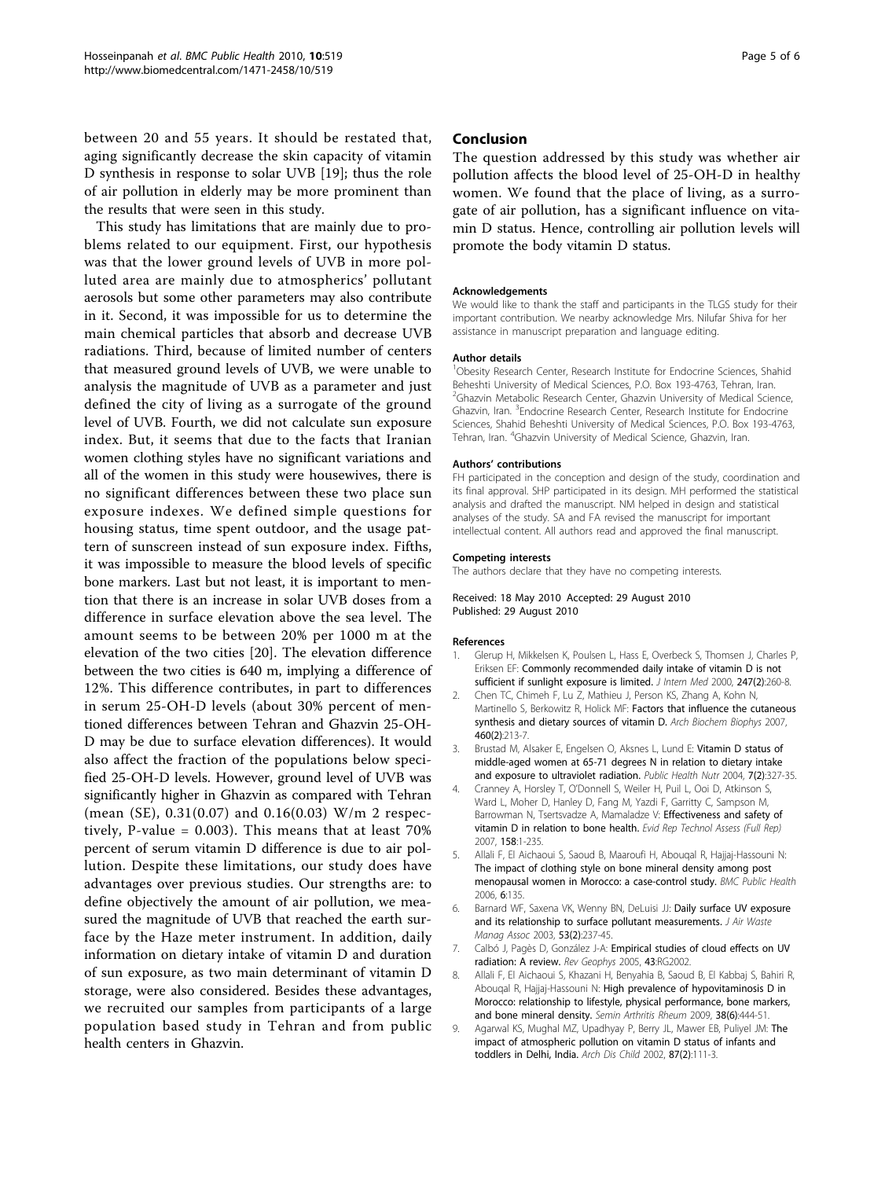between 20 and 55 years. It should be restated that, aging significantly decrease the skin capacity of vitamin D synthesis in response to solar UVB [19]; thus the role of air pollution in elderly may be more prominent than the results that were seen in this study.

This study has limitations that are mainly due to problems related to our equipment. First, our hypothesis was that the lower ground levels of UVB in more polluted area are mainly due to atmospherics' pollutant aerosols but some other parameters may also contribute in it. Second, it was impossible for us to determine the main chemical particles that absorb and decrease UVB radiations. Third, because of limited number of centers that measured ground levels of UVB, we were unable to analysis the magnitude of UVB as a parameter and just defined the city of living as a surrogate of the ground level of UVB. Fourth, we did not calculate sun exposure index. But, it seems that due to the facts that Iranian women clothing styles have no significant variations and all of the women in this study were housewives, there is no significant differences between these two place sun exposure indexes. We defined simple questions for housing status, time spent outdoor, and the usage pattern of sunscreen instead of sun exposure index. Fifths, it was impossible to measure the blood levels of specific bone markers. Last but not least, it is important to mention that there is an increase in solar UVB doses from a difference in surface elevation above the sea level. The amount seems to be between 20% per 1000 m at the elevation of the two cities [20]. The elevation difference between the two cities is 640 m, implying a difference of 12%. This difference contributes, in part to differences in serum 25-OH-D levels (about 30% percent of mentioned differences between Tehran and Ghazvin 25-OH-D may be due to surface elevation differences). It would also affect the fraction of the populations below specified 25-OH-D levels. However, ground level of UVB was significantly higher in Ghazvin as compared with Tehran (mean (SE), 0.31(0.07) and 0.16(0.03) W/m 2 respectively, P-value = 0.003). This means that at least 70% percent of serum vitamin D difference is due to air pollution. Despite these limitations, our study does have advantages over previous studies. Our strengths are: to define objectively the amount of air pollution, we measured the magnitude of UVB that reached the earth surface by the Haze meter instrument. In addition, daily information on dietary intake of vitamin D and duration of sun exposure, as two main determinant of vitamin D storage, were also considered. Besides these advantages, we recruited our samples from participants of a large population based study in Tehran and from public health centers in Ghazvin.

## Conclusion

The question addressed by this study was whether air pollution affects the blood level of 25-OH-D in healthy women. We found that the place of living, as a surrogate of air pollution, has a significant influence on vitamin D status. Hence, controlling air pollution levels will promote the body vitamin D status.

#### Acknowledgements

We would like to thank the staff and participants in the TLGS study for their important contribution. We nearby acknowledge Mrs. Nilufar Shiva for her assistance in manuscript preparation and language editing.

#### Author details

[1]Obesity Research Center, Research Institute for Endocrine Sciences, Shahid Beheshti University of Medical Sciences, P.O. Box 193-4763, Tehran, Iran. [2]Ghazvin Metabolic Research Center, Ghazvin University of Medical Science, Ghazvin, Iran. [3]Endocrine Research Center, Research Institute for Endocrine Sciences, Shahid Beheshti University of Medical Sciences, P.O. Box 193-4763, Tehran, Iran. [4]Ghazvin University of Medical Science, Ghazvin, Iran.

#### Authors' contributions

FH participated in the conception and design of the study, coordination and its final approval. SHP participated in its design. MH performed the statistical analysis and drafted the manuscript. NM helped in design and statistical analyses of the study. SA and FA revised the manuscript for important intellectual content. All authors read and approved the final manuscript.

#### Competing interests

The authors declare that they have no competing interests.

Received: 18 May 2010 Accepted: 29 August 2010
Published: 29 August 2010

#### References

1. Glerup H, Mikkelsen K, Poulsen L, Hass E, Overbeck S, Thomsen J, Charles P, Eriksen EF: **Commonly recommended daily intake of vitamin D is not sufficient if sunlight exposure is limited.** *J Intern Med* 2000, **247(2)**:260-8.
2. Chen TC, Chimeh F, Lu Z, Mathieu J, Person KS, Zhang A, Kohn N, Martinello S, Berkowitz R, Holick MF: **Factors that influence the cutaneous synthesis and dietary sources of vitamin D.** *Arch Biochem Biophys* 2007, **460(2)**:213-7.
3. Brustad M, Alsaker E, Engelsen O, Aksnes L, Lund E: **Vitamin D status of middle-aged women at 65-71 degrees N in relation to dietary intake and exposure to ultraviolet radiation.** *Public Health Nutr* 2004, **7(2)**:327-35.
4. Cranney A, Horsley T, O'Donnell S, Weiler H, Puil L, Ooi D, Atkinson S, Ward L, Moher D, Hanley D, Fang M, Yazdi F, Garritty C, Sampson M, Barrowman N, Tsertsvadze A, Mamaladze V: **Effectiveness and safety of vitamin D in relation to bone health.** *Evid Rep Technol Assess (Full Rep)* 2007, **158**:1-235.
5. Allali F, El Aichaoui S, Saoud B, Maaroufi H, Abouqal R, Hajjaj-Hassouni N: **The impact of clothing style on bone mineral density among post menopausal women in Morocco: a case-control study.** *BMC Public Health* 2006, **6**:135.
6. Barnard WF, Saxena VK, Wenny BN, DeLuisi JJ: **Daily surface UV exposure and its relationship to surface pollutant measurements.** *J Air Waste Manag Assoc* 2003, **53(2)**:237-45.
7. Calbó J, Pagès D, González J-A: **Empirical studies of cloud effects on UV radiation: A review.** *Rev Geophys* 2005, **43**:RG2002.
8. Allali F, El Aichaoui S, Khazani H, Benyahia B, Saoud B, El Kabbaj S, Bahiri R, Abouqal R, Hajjaj-Hassouni N: **High prevalence of hypovitaminosis D in Morocco: relationship to lifestyle, physical performance, bone markers, and bone mineral density.** *Semin Arthritis Rheum* 2009, **38(6)**:444-51.
9. Agarwal KS, Mughal MZ, Upadhyay P, Berry JL, Mawer EB, Puliyel JM: **The impact of atmospheric pollution on vitamin D status of infants and toddlers in Delhi, India.** *Arch Dis Child* 2002, **87(2)**:111-3.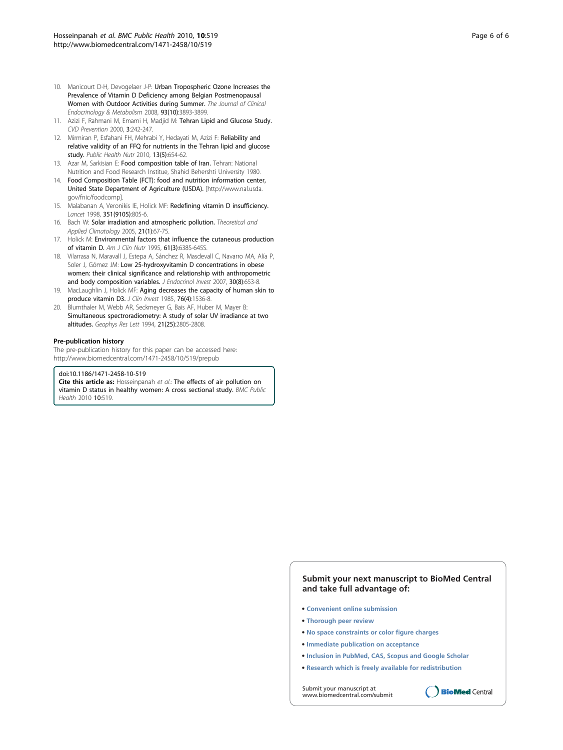10. Manicourt D-H, Devogelaer J-P: **Urban Tropospheric Ozone Increases the Prevalence of Vitamin D Deficiency among Belgian Postmenopausal Women with Outdoor Activities during Summer.** *The Journal of Clinical Endocrinology & Metabolism* 2008, **93(10)**:3893-3899.
11. Azizi F, Rahmani M, Emami H, Madjid M: **Tehran Lipid and Glucose Study.** *CVD Prevention* 2000, **3**:242-247.
12. Mirmiran P, Esfahani FH, Mehrabi Y, Hedayati M, Azizi F: **Reliability and relative validity of an FFQ for nutrients in the Tehran lipid and glucose study.** *Public Health Nutr* 2010, **13(5)**:654-62.
13. Azar M, Sarkisian E: **Food composition table of Iran.** Tehran: National Nutrition and Food Research Institue, Shahid Behershti University 1980.
14. **Food Composition Table (FCT): food and nutrition information center, United State Department of Agriculture (USDA).** [http://www.nal.usda.gov/fnic/foodcomp].
15. Malabanan A, Veronikis IE, Holick MF: **Redefining vitamin D insufficiency.** *Lancet* 1998, **351(9105)**:805-6.
16. Bach W: **Solar irradiation and atmospheric pollution.** *Theoretical and Applied Climatology* 2005, **21(1)**:67-75.
17. Holick M: **Environmental factors that influence the cutaneous production of vitamin D.** *Am J Clin Nutr* 1995, **61(3)**:638S-645S.
18. Vilarrasa N, Maravall J, Estepa A, Sánchez R, Masdevall C, Navarro MA, Alía P, Soler J, Gómez JM: **Low 25-hydroxyvitamin D concentrations in obese women: their clinical significance and relationship with anthropometric and body composition variables.** *J Endocrinol Invest* 2007, **30(8)**:653-8.
19. MacLaughlin J, Holick MF: **Aging decreases the capacity of human skin to produce vitamin D3.** *J Clin Invest* 1985, **76(4)**:1536-8.
20. Blumthaler M, Webb AR, Seckmeyer G, Bais AF, Huber M, Mayer B: **Simultaneous spectroradiometry: A study of solar UV irradiance at two altitudes.** *Geophys Res Lett* 1994, **21(25)**:2805-2808.

### Pre-publication history

The pre-publication history for this paper can be accessed here: http://www.biomedcentral.com/1471-2458/10/519/prepub

doi:10.1186/1471-2458-10-519

**Cite this article as:** Hosseinpanah *et al.*: The effects of air pollution on vitamin D status in healthy women: A cross sectional study. *BMC Public Health* 2010 **10**:519.

**Submit your next manuscript to BioMed Central and take full advantage of:**

- **Convenient online submission**
- **Thorough peer review**
- **No space constraints or color figure charges**
- **Immediate publication on acceptance**
- **Inclusion in PubMed, CAS, Scopus and Google Scholar**
- **Research which is freely available for redistribution**

Submit your manuscript at www.biomedcentral.com/submit

BioMed Central